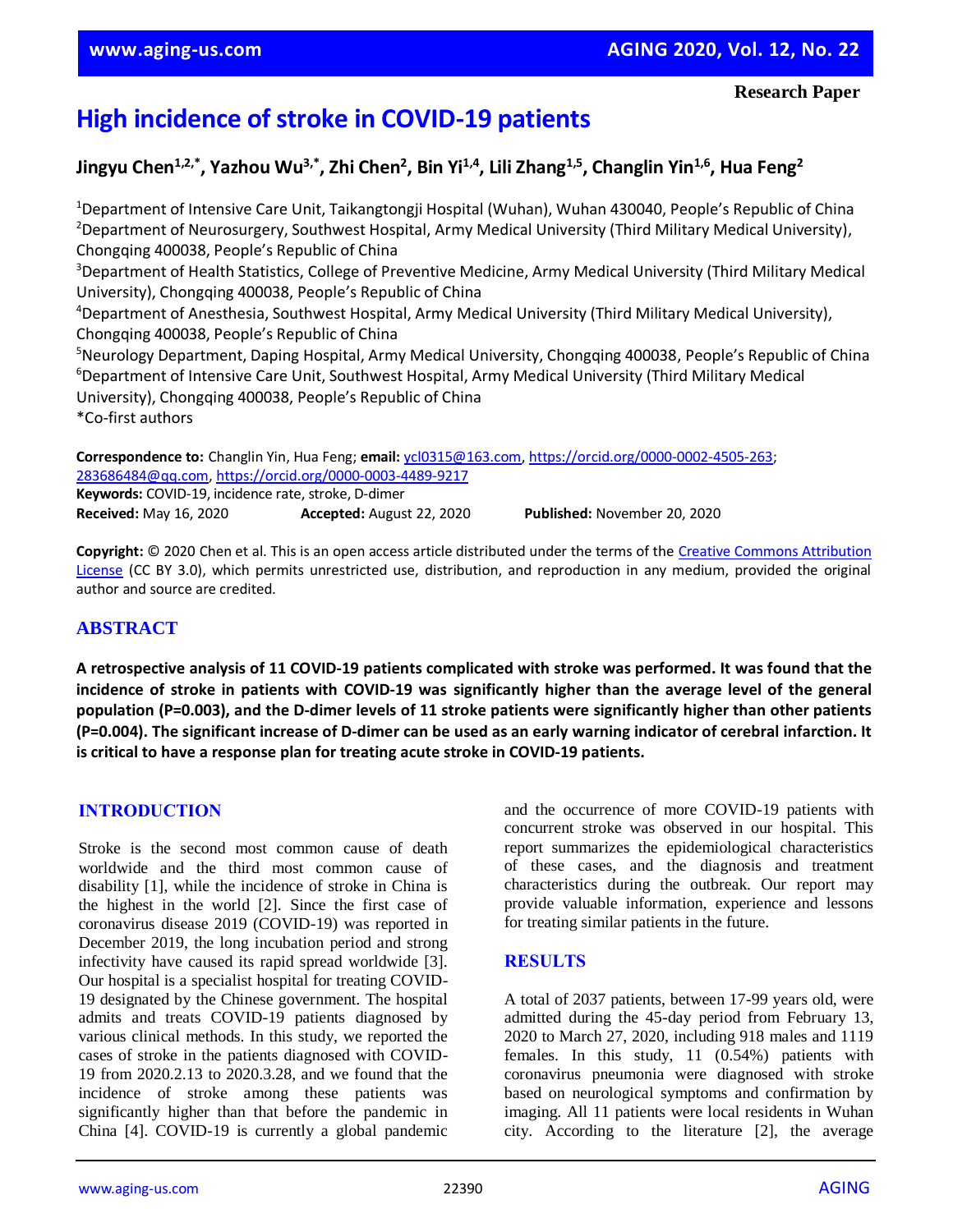**Research Paper**

# High incidence of stroke in COVID-19 patients

**Jingyu Chen[1,2,*], Yazhou Wu[3,*], Zhi Chen[2], Bin Yi[1,4], Lili Zhang[1,5], Changlin Yin[1,6], Hua Feng[2]**

[1]Department of Intensive Care Unit, Taikangtongji Hospital (Wuhan), Wuhan 430040, People's Republic of China
[2]Department of Neurosurgery, Southwest Hospital, Army Medical University (Third Military Medical University), Chongqing 400038, People's Republic of China
[3]Department of Health Statistics, College of Preventive Medicine, Army Medical University (Third Military Medical University), Chongqing 400038, People's Republic of China
[4]Department of Anesthesia, Southwest Hospital, Army Medical University (Third Military Medical University), Chongqing 400038, People's Republic of China
[5]Neurology Department, Daping Hospital, Army Medical University, Chongqing 400038, People's Republic of China
[6]Department of Intensive Care Unit, Southwest Hospital, Army Medical University (Third Military Medical University), Chongqing 400038, People's Republic of China
*Co-first authors

**Correspondence to:** Changlin Yin, Hua Feng; **email:** ycl0315@163.com, https://orcid.org/0000-0002-4505-263; 283686484@qq.com, https://orcid.org/0000-0003-4489-9217
**Keywords:** COVID-19, incidence rate, stroke, D-dimer
**Received:** May 16, 2020 **Accepted:** August 22, 2020 **Published:** November 20, 2020

**Copyright:** © 2020 Chen et al. This is an open access article distributed under the terms of the Creative Commons Attribution License (CC BY 3.0), which permits unrestricted use, distribution, and reproduction in any medium, provided the original author and source are credited.

## ABSTRACT

**A retrospective analysis of 11 COVID-19 patients complicated with stroke was performed. It was found that the incidence of stroke in patients with COVID-19 was significantly higher than the average level of the general population (P=0.003), and the D-dimer levels of 11 stroke patients were significantly higher than other patients (P=0.004). The significant increase of D-dimer can be used as an early warning indicator of cerebral infarction. It is critical to have a response plan for treating acute stroke in COVID-19 patients.**

## INTRODUCTION

Stroke is the second most common cause of death worldwide and the third most common cause of disability [1], while the incidence of stroke in China is the highest in the world [2]. Since the first case of coronavirus disease 2019 (COVID-19) was reported in December 2019, the long incubation period and strong infectivity have caused its rapid spread worldwide [3]. Our hospital is a specialist hospital for treating COVID-19 designated by the Chinese government. The hospital admits and treats COVID-19 patients diagnosed by various clinical methods. In this study, we reported the cases of stroke in the patients diagnosed with COVID-19 from 2020.2.13 to 2020.3.28, and we found that the incidence of stroke among these patients was significantly higher than that before the pandemic in China [4]. COVID-19 is currently a global pandemic and the occurrence of more COVID-19 patients with concurrent stroke was observed in our hospital. This report summarizes the epidemiological characteristics of these cases, and the diagnosis and treatment characteristics during the outbreak. Our report may provide valuable information, experience and lessons for treating similar patients in the future.

## RESULTS

A total of 2037 patients, between 17-99 years old, were admitted during the 45-day period from February 13, 2020 to March 27, 2020, including 918 males and 1119 females. In this study, 11 (0.54%) patients with coronavirus pneumonia were diagnosed with stroke based on neurological symptoms and confirmation by imaging. All 11 patients were local residents in Wuhan city. According to the literature [2], the average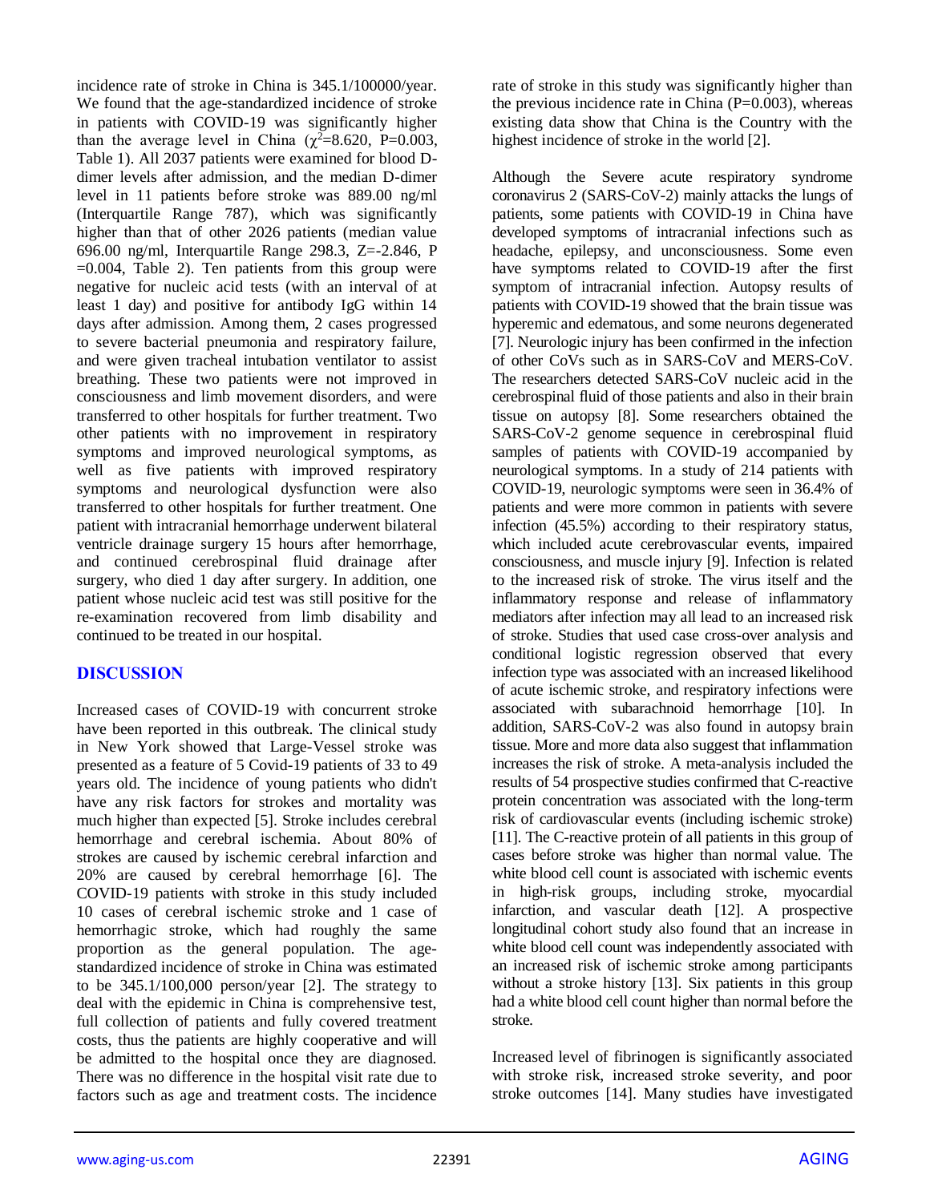incidence rate of stroke in China is 345.1/100000/year. We found that the age-standardized incidence of stroke in patients with COVID-19 was significantly higher than the average level in China ($\chi^2$=8.620, P=0.003, Table 1). All 2037 patients were examined for blood D-dimer levels after admission, and the median D-dimer level in 11 patients before stroke was 889.00 ng/ml (Interquartile Range 787), which was significantly higher than that of other 2026 patients (median value 696.00 ng/ml, Interquartile Range 298.3, Z=-2.846, P =0.004, Table 2). Ten patients from this group were negative for nucleic acid tests (with an interval of at least 1 day) and positive for antibody IgG within 14 days after admission. Among them, 2 cases progressed to severe bacterial pneumonia and respiratory failure, and were given tracheal intubation ventilator to assist breathing. These two patients were not improved in consciousness and limb movement disorders, and were transferred to other hospitals for further treatment. Two other patients with no improvement in respiratory symptoms and improved neurological symptoms, as well as five patients with improved respiratory symptoms and neurological dysfunction were also transferred to other hospitals for further treatment. One patient with intracranial hemorrhage underwent bilateral ventricle drainage surgery 15 hours after hemorrhage, and continued cerebrospinal fluid drainage after surgery, who died 1 day after surgery. In addition, one patient whose nucleic acid test was still positive for the re-examination recovered from limb disability and continued to be treated in our hospital.

## DISCUSSION

Increased cases of COVID-19 with concurrent stroke have been reported in this outbreak. The clinical study in New York showed that Large-Vessel stroke was presented as a feature of 5 Covid-19 patients of 33 to 49 years old. The incidence of young patients who didn't have any risk factors for strokes and mortality was much higher than expected [5]. Stroke includes cerebral hemorrhage and cerebral ischemia. About 80% of strokes are caused by ischemic cerebral infarction and 20% are caused by cerebral hemorrhage [6]. The COVID-19 patients with stroke in this study included 10 cases of cerebral ischemic stroke and 1 case of hemorrhagic stroke, which had roughly the same proportion as the general population. The age-standardized incidence of stroke in China was estimated to be 345.1/100,000 person/year [2]. The strategy to deal with the epidemic in China is comprehensive test, full collection of patients and fully covered treatment costs, thus the patients are highly cooperative and will be admitted to the hospital once they are diagnosed. There was no difference in the hospital visit rate due to factors such as age and treatment costs. The incidence rate of stroke in this study was significantly higher than the previous incidence rate in China (P=0.003), whereas existing data show that China is the Country with the highest incidence of stroke in the world [2].

Although the Severe acute respiratory syndrome coronavirus 2 (SARS-CoV-2) mainly attacks the lungs of patients, some patients with COVID-19 in China have developed symptoms of intracranial infections such as headache, epilepsy, and unconsciousness. Some even have symptoms related to COVID-19 after the first symptom of intracranial infection. Autopsy results of patients with COVID-19 showed that the brain tissue was hyperemic and edematous, and some neurons degenerated [7]. Neurologic injury has been confirmed in the infection of other CoVs such as in SARS-CoV and MERS-CoV. The researchers detected SARS-CoV nucleic acid in the cerebrospinal fluid of those patients and also in their brain tissue on autopsy [8]. Some researchers obtained the SARS-CoV-2 genome sequence in cerebrospinal fluid samples of patients with COVID-19 accompanied by neurological symptoms. In a study of 214 patients with COVID-19, neurologic symptoms were seen in 36.4% of patients and were more common in patients with severe infection (45.5%) according to their respiratory status, which included acute cerebrovascular events, impaired consciousness, and muscle injury [9]. Infection is related to the increased risk of stroke. The virus itself and the inflammatory response and release of inflammatory mediators after infection may all lead to an increased risk of stroke. Studies that used case cross-over analysis and conditional logistic regression observed that every infection type was associated with an increased likelihood of acute ischemic stroke, and respiratory infections were associated with subarachnoid hemorrhage [10]. In addition, SARS-CoV-2 was also found in autopsy brain tissue. More and more data also suggest that inflammation increases the risk of stroke. A meta-analysis included the results of 54 prospective studies confirmed that C-reactive protein concentration was associated with the long-term risk of cardiovascular events (including ischemic stroke) [11]. The C-reactive protein of all patients in this group of cases before stroke was higher than normal value. The white blood cell count is associated with ischemic events in high-risk groups, including stroke, myocardial infarction, and vascular death [12]. A prospective longitudinal cohort study also found that an increase in white blood cell count was independently associated with an increased risk of ischemic stroke among participants without a stroke history [13]. Six patients in this group had a white blood cell count higher than normal before the stroke.

Increased level of fibrinogen is significantly associated with stroke risk, increased stroke severity, and poor stroke outcomes [14]. Many studies have investigated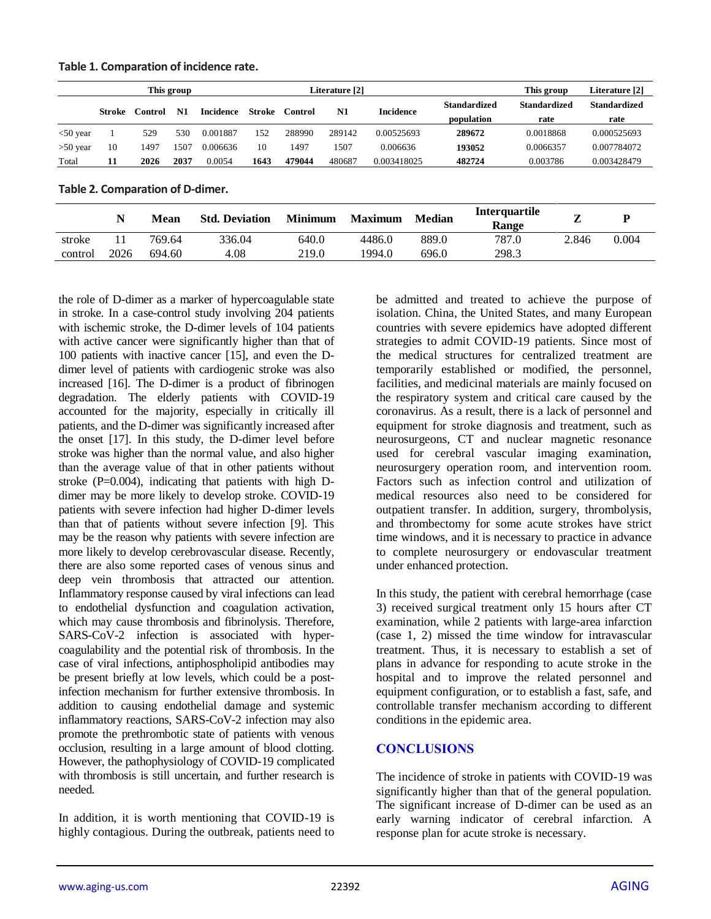**Table 1. Comparation of incidence rate.**

| | This group | | | | Literature [2] | | | | | This group | Literature [2] |
|---|---|---|---|---|---|---|---|---|---|---|---|
| | Stroke | Control | N1 | Incidence | Stroke | Control | N1 | Incidence | Standardized population | Standardized rate | Standardized rate |
| <50 year | 1 | 529 | 530 | 0.001887 | 152 | 288990 | 289142 | 0.00525693 | **289672** | 0.0018868 | 0.000525693 |
| >50 year | 10 | 1497 | 1507 | 0.006636 | 10 | 1497 | 1507 | 0.006636 | **193052** | 0.0066357 | 0.007784072 |
| Total | **11** | **2026** | **2037** | 0.0054 | **1643** | **479044** | 480687 | 0.003418025 | **482724** | 0.003786 | 0.003428479 |

**Table 2. Comparation of D-dimer.**

| | N | Mean | Std. Deviation | Minimum | Maximum | Median | Interquartile Range | Z | P |
|---|---|---|---|---|---|---|---|---|---|
| stroke | 11 | 769.64 | 336.04 | 640.0 | 4486.0 | 889.0 | 787.0 | 2.846 | 0.004 |
| control | 2026 | 694.60 | 4.08 | 219.0 | 1994.0 | 696.0 | 298.3 | | |

the role of D-dimer as a marker of hypercoagulable state in stroke. In a case-control study involving 204 patients with ischemic stroke, the D-dimer levels of 104 patients with active cancer were significantly higher than that of 100 patients with inactive cancer [15], and even the D-dimer level of patients with cardiogenic stroke was also increased [16]. The D-dimer is a product of fibrinogen degradation. The elderly patients with COVID-19 accounted for the majority, especially in critically ill patients, and the D-dimer was significantly increased after the onset [17]. In this study, the D-dimer level before stroke was higher than the normal value, and also higher than the average value of that in other patients without stroke (P=0.004), indicating that patients with high D-dimer may be more likely to develop stroke. COVID-19 patients with severe infection had higher D-dimer levels than that of patients without severe infection [9]. This may be the reason why patients with severe infection are more likely to develop cerebrovascular disease. Recently, there are also some reported cases of venous sinus and deep vein thrombosis that attracted our attention. Inflammatory response caused by viral infections can lead to endothelial dysfunction and coagulation activation, which may cause thrombosis and fibrinolysis. Therefore, SARS-CoV-2 infection is associated with hyper-coagulability and the potential risk of thrombosis. In the case of viral infections, antiphospholipid antibodies may be present briefly at low levels, which could be a post-infection mechanism for further extensive thrombosis. In addition to causing endothelial damage and systemic inflammatory reactions, SARS-CoV-2 infection may also promote the prethrombotic state of patients with venous occlusion, resulting in a large amount of blood clotting. However, the pathophysiology of COVID-19 complicated with thrombosis is still uncertain, and further research is needed.

In addition, it is worth mentioning that COVID-19 is highly contagious. During the outbreak, patients need to be admitted and treated to achieve the purpose of isolation. China, the United States, and many European countries with severe epidemics have adopted different strategies to admit COVID-19 patients. Since most of the medical structures for centralized treatment are temporarily established or modified, the personnel, facilities, and medicinal materials are mainly focused on the respiratory system and critical care caused by the coronavirus. As a result, there is a lack of personnel and equipment for stroke diagnosis and treatment, such as neurosurgeons, CT and nuclear magnetic resonance used for cerebral vascular imaging examination, neurosurgery operation room, and intervention room. Factors such as infection control and utilization of medical resources also need to be considered for outpatient transfer. In addition, surgery, thrombolysis, and thrombectomy for some acute strokes have strict time windows, and it is necessary to practice in advance to complete neurosurgery or endovascular treatment under enhanced protection.

In this study, the patient with cerebral hemorrhage (case 3) received surgical treatment only 15 hours after CT examination, while 2 patients with large-area infarction (case 1, 2) missed the time window for intravascular treatment. Thus, it is necessary to establish a set of plans in advance for responding to acute stroke in the hospital and to improve the related personnel and equipment configuration, or to establish a fast, safe, and controllable transfer mechanism according to different conditions in the epidemic area.

## CONCLUSIONS

The incidence of stroke in patients with COVID-19 was significantly higher than that of the general population. The significant increase of D-dimer can be used as an early warning indicator of cerebral infarction. A response plan for acute stroke is necessary.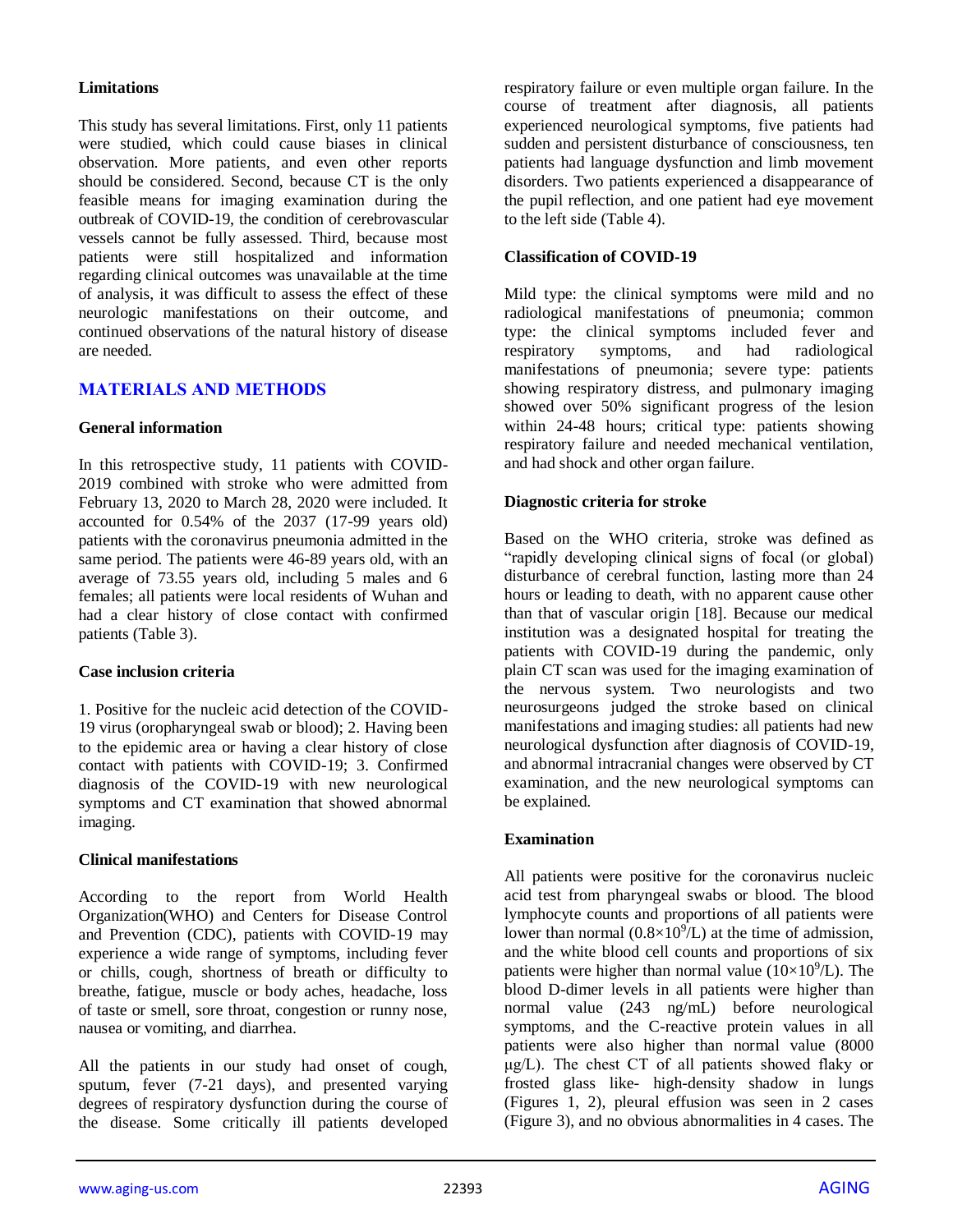### Limitations

This study has several limitations. First, only 11 patients were studied, which could cause biases in clinical observation. More patients, and even other reports should be considered. Second, because CT is the only feasible means for imaging examination during the outbreak of COVID-19, the condition of cerebrovascular vessels cannot be fully assessed. Third, because most patients were still hospitalized and information regarding clinical outcomes was unavailable at the time of analysis, it was difficult to assess the effect of these neurologic manifestations on their outcome, and continued observations of the natural history of disease are needed.

## MATERIALS AND METHODS

### General information

In this retrospective study, 11 patients with COVID-2019 combined with stroke who were admitted from February 13, 2020 to March 28, 2020 were included. It accounted for 0.54% of the 2037 (17-99 years old) patients with the coronavirus pneumonia admitted in the same period. The patients were 46-89 years old, with an average of 73.55 years old, including 5 males and 6 females; all patients were local residents of Wuhan and had a clear history of close contact with confirmed patients (Table 3).

### Case inclusion criteria

1. Positive for the nucleic acid detection of the COVID-19 virus (oropharyngeal swab or blood); 2. Having been to the epidemic area or having a clear history of close contact with patients with COVID-19; 3. Confirmed diagnosis of the COVID-19 with new neurological symptoms and CT examination that showed abnormal imaging.

### Clinical manifestations

According to the report from World Health Organization(WHO) and Centers for Disease Control and Prevention (CDC), patients with COVID-19 may experience a wide range of symptoms, including fever or chills, cough, shortness of breath or difficulty to breathe, fatigue, muscle or body aches, headache, loss of taste or smell, sore throat, congestion or runny nose, nausea or vomiting, and diarrhea.

All the patients in our study had onset of cough, sputum, fever (7-21 days), and presented varying degrees of respiratory dysfunction during the course of the disease. Some critically ill patients developed respiratory failure or even multiple organ failure. In the course of treatment after diagnosis, all patients experienced neurological symptoms, five patients had sudden and persistent disturbance of consciousness, ten patients had language dysfunction and limb movement disorders. Two patients experienced a disappearance of the pupil reflection, and one patient had eye movement to the left side (Table 4).

### Classification of COVID-19

Mild type: the clinical symptoms were mild and no radiological manifestations of pneumonia; common type: the clinical symptoms included fever and respiratory symptoms, and had radiological manifestations of pneumonia; severe type: patients showing respiratory distress, and pulmonary imaging showed over 50% significant progress of the lesion within 24-48 hours; critical type: patients showing respiratory failure and needed mechanical ventilation, and had shock and other organ failure.

### Diagnostic criteria for stroke

Based on the WHO criteria, stroke was defined as "rapidly developing clinical signs of focal (or global) disturbance of cerebral function, lasting more than 24 hours or leading to death, with no apparent cause other than that of vascular origin [18]. Because our medical institution was a designated hospital for treating the patients with COVID-19 during the pandemic, only plain CT scan was used for the imaging examination of the nervous system. Two neurologists and two neurosurgeons judged the stroke based on clinical manifestations and imaging studies: all patients had new neurological dysfunction after diagnosis of COVID-19, and abnormal intracranial changes were observed by CT examination, and the new neurological symptoms can be explained.

### Examination

All patients were positive for the coronavirus nucleic acid test from pharyngeal swabs or blood. The blood lymphocyte counts and proportions of all patients were lower than normal ($0.8\times10^9$/L) at the time of admission, and the white blood cell counts and proportions of six patients were higher than normal value ($10\times10^9$/L). The blood D-dimer levels in all patients were higher than normal value (243 ng/mL) before neurological symptoms, and the C-reactive protein values in all patients were also higher than normal value (8000 μg/L). The chest CT of all patients showed flaky or frosted glass like- high-density shadow in lungs (Figures 1, 2), pleural effusion was seen in 2 cases (Figure 3), and no obvious abnormalities in 4 cases. The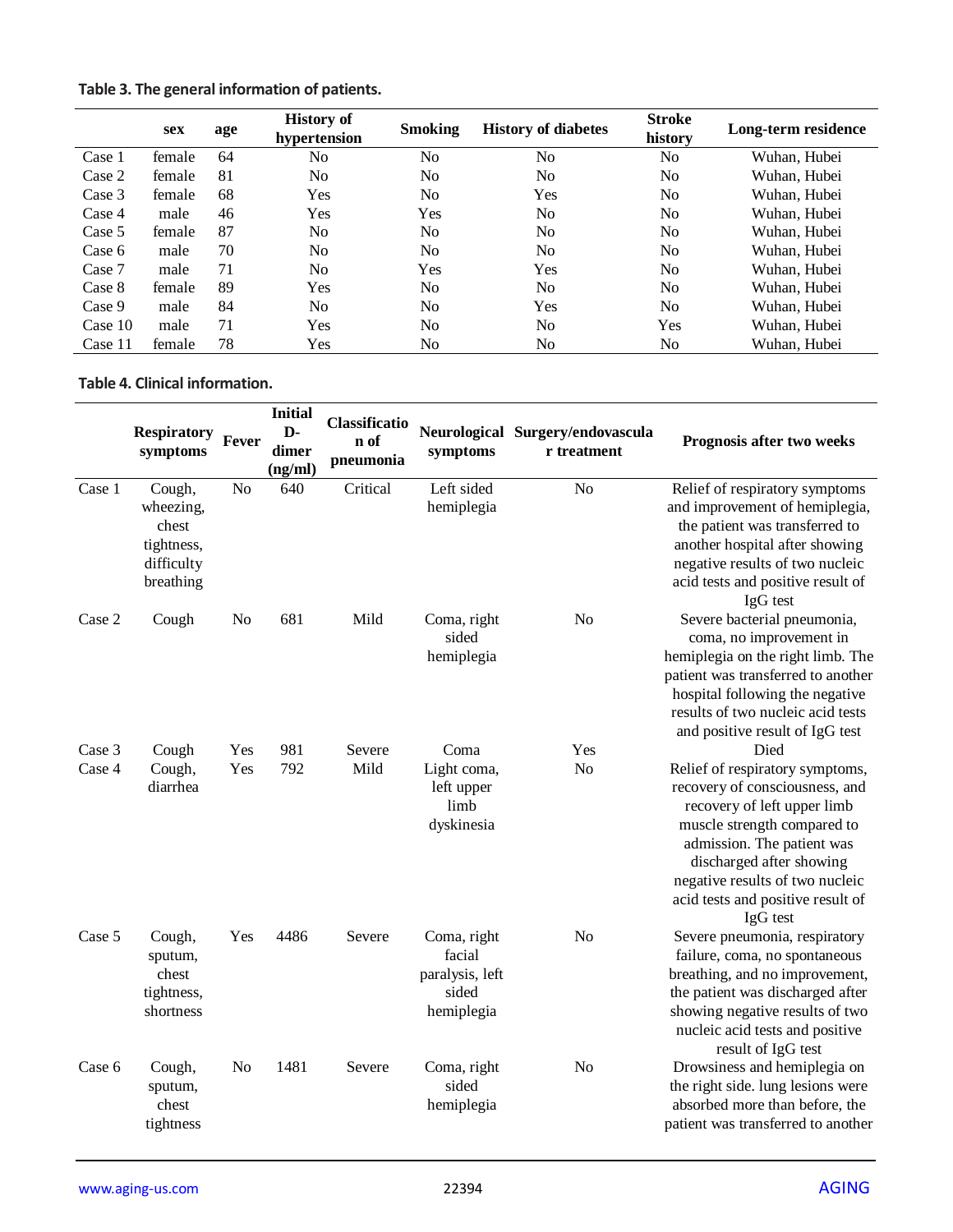**Table 3. The general information of patients.**

| | sex | age | History of hypertension | Smoking | History of diabetes | Stroke history | Long-term residence |
|---|---|---|---|---|---|---|---|
| Case 1 | female | 64 | No | No | No | No | Wuhan, Hubei |
| Case 2 | female | 81 | No | No | No | No | Wuhan, Hubei |
| Case 3 | female | 68 | Yes | No | Yes | No | Wuhan, Hubei |
| Case 4 | male | 46 | Yes | Yes | No | No | Wuhan, Hubei |
| Case 5 | female | 87 | No | No | No | No | Wuhan, Hubei |
| Case 6 | male | 70 | No | No | No | No | Wuhan, Hubei |
| Case 7 | male | 71 | No | Yes | Yes | No | Wuhan, Hubei |
| Case 8 | female | 89 | Yes | No | No | No | Wuhan, Hubei |
| Case 9 | male | 84 | No | No | Yes | No | Wuhan, Hubei |
| Case 10 | male | 71 | Yes | No | No | Yes | Wuhan, Hubei |
| Case 11 | female | 78 | Yes | No | No | No | Wuhan, Hubei |

**Table 4. Clinical information.**

| | Respiratory symptoms | Fever | Initial D-dimer (ng/ml) | Classification of pneumonia | Neurological symptoms | Surgery/endovascular treatment | Prognosis after two weeks |
|---|---|---|---|---|---|---|---|
| Case 1 | Cough, wheezing, chest tightness, difficulty breathing | No | 640 | Critical | Left sided hemiplegia | No | Relief of respiratory symptoms and improvement of hemiplegia, the patient was transferred to another hospital after showing negative results of two nucleic acid tests and positive result of IgG test |
| Case 2 | Cough | No | 681 | Mild | Coma, right sided hemiplegia | No | Severe bacterial pneumonia, coma, no improvement in hemiplegia on the right limb. The patient was transferred to another hospital following the negative results of two nucleic acid tests and positive result of IgG test |
| Case 3 | Cough | Yes | 981 | Severe | Coma | Yes | Died |
| Case 4 | Cough, diarrhea | Yes | 792 | Mild | Light coma, left upper limb dyskinesia | No | Relief of respiratory symptoms, recovery of consciousness, and recovery of left upper limb muscle strength compared to admission. The patient was discharged after showing negative results of two nucleic acid tests and positive result of IgG test |
| Case 5 | Cough, sputum, chest tightness, shortness | Yes | 4486 | Severe | Coma, right facial paralysis, left sided hemiplegia | No | Severe pneumonia, respiratory failure, coma, no spontaneous breathing, and no improvement, the patient was discharged after showing negative results of two nucleic acid tests and positive result of IgG test |
| Case 6 | Cough, sputum, chest tightness | No | 1481 | Severe | Coma, right sided hemiplegia | No | Drowsiness and hemiplegia on the right side. lung lesions were absorbed more than before, the patient was transferred to another |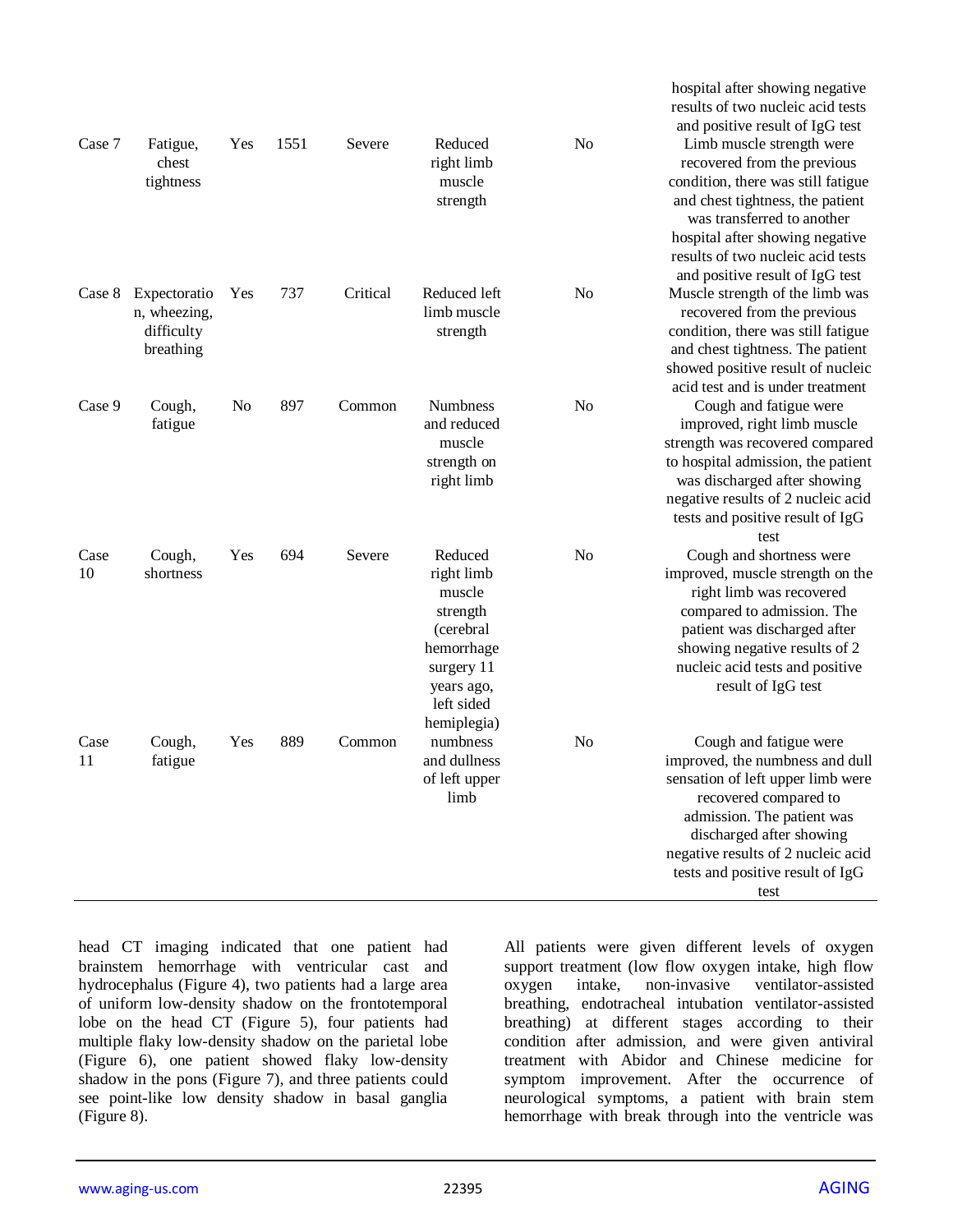| | | | | | | | |
|---|---|---|---|---|---|---|---|
| | | | | | | | hospital after showing negative results of two nucleic acid tests and positive result of IgG test |
| Case 7 | Fatigue, chest tightness | Yes | 1551 | Severe | Reduced right limb muscle strength | No | Limb muscle strength were recovered from the previous condition, there was still fatigue and chest tightness, the patient was transferred to another hospital after showing negative results of two nucleic acid tests and positive result of IgG test |
| Case 8 | Expectoration, wheezing, difficulty breathing | Yes | 737 | Critical | Reduced left limb muscle strength | No | Muscle strength of the limb was recovered from the previous condition, there was still fatigue and chest tightness. The patient showed positive result of nucleic acid test and is under treatment |
| Case 9 | Cough, fatigue | No | 897 | Common | Numbness and reduced muscle strength on right limb | No | Cough and fatigue were improved, right limb muscle strength was recovered compared to hospital admission, the patient was discharged after showing negative results of 2 nucleic acid tests and positive result of IgG test |
| Case 10 | Cough, shortness | Yes | 694 | Severe | Reduced right limb muscle strength (cerebral hemorrhage surgery 11 years ago, left sided hemiplegia) | No | Cough and shortness were improved, muscle strength on the right limb was recovered compared to admission. The patient was discharged after showing negative results of 2 nucleic acid tests and positive result of IgG test |
| Case 11 | Cough, fatigue | Yes | 889 | Common | numbness and dullness of left upper limb | No | Cough and fatigue were improved, the numbness and dull sensation of left upper limb were recovered compared to admission. The patient was discharged after showing negative results of 2 nucleic acid tests and positive result of IgG test |

head CT imaging indicated that one patient had brainstem hemorrhage with ventricular cast and hydrocephalus (Figure 4), two patients had a large area of uniform low-density shadow on the frontotemporal lobe on the head CT (Figure 5), four patients had multiple flaky low-density shadow on the parietal lobe (Figure 6), one patient showed flaky low-density shadow in the pons (Figure 7), and three patients could see point-like low density shadow in basal ganglia (Figure 8).

All patients were given different levels of oxygen support treatment (low flow oxygen intake, high flow oxygen intake, non-invasive ventilator-assisted breathing, endotracheal intubation ventilator-assisted breathing) at different stages according to their condition after admission, and were given antiviral treatment with Abidor and Chinese medicine for symptom improvement. After the occurrence of neurological symptoms, a patient with brain stem hemorrhage with break through into the ventricle was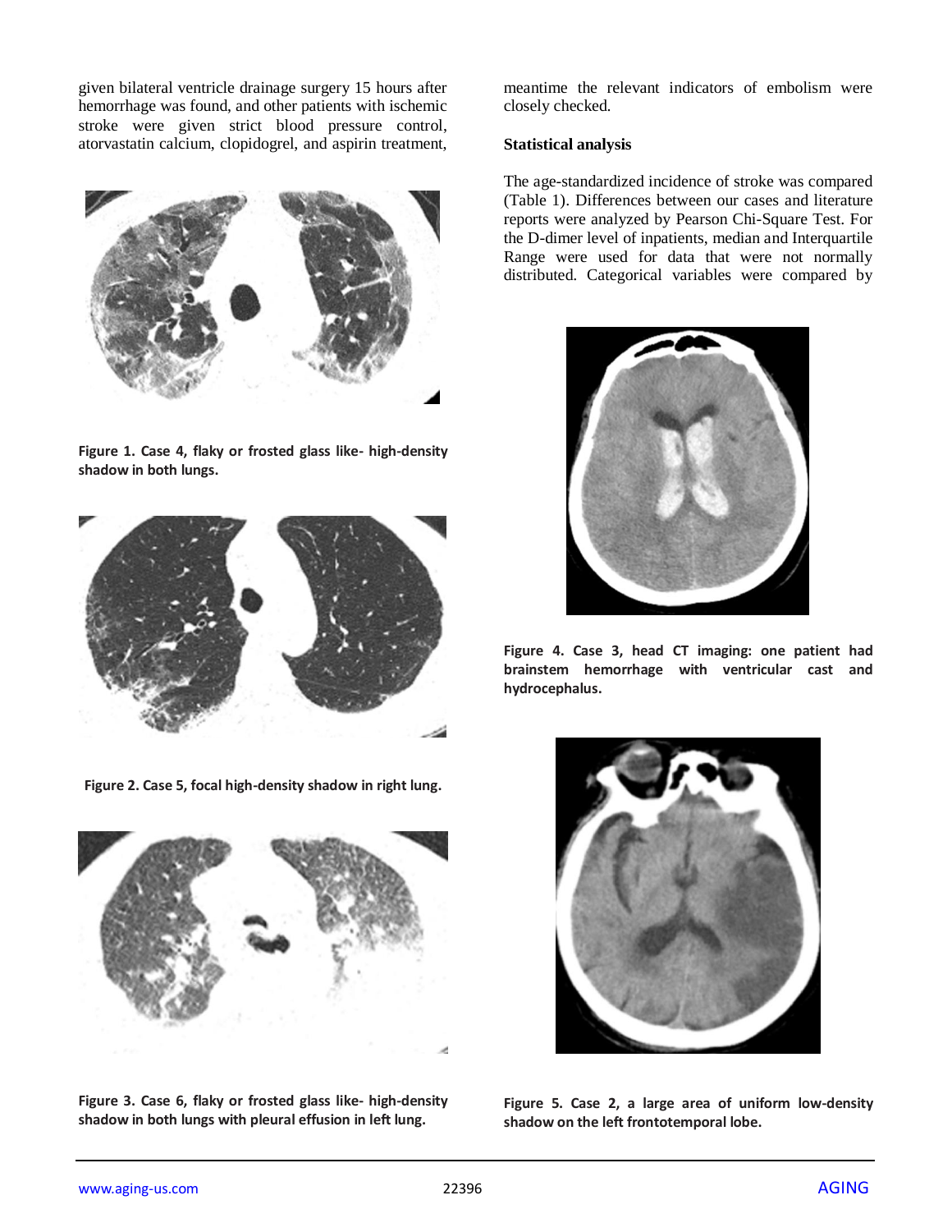given bilateral ventricle drainage surgery 15 hours after hemorrhage was found, and other patients with ischemic stroke were given strict blood pressure control, atorvastatin calcium, clopidogrel, and aspirin treatment, meantime the relevant indicators of embolism were closely checked.

**Figure 1. Case 4, flaky or frosted glass like- high-density shadow in both lungs.**

**Figure 2. Case 5, focal high-density shadow in right lung.**

**Figure 3. Case 6, flaky or frosted glass like- high-density shadow in both lungs with pleural effusion in left lung.**

### Statistical analysis

The age-standardized incidence of stroke was compared (Table 1). Differences between our cases and literature reports were analyzed by Pearson Chi-Square Test. For the D-dimer level of inpatients, median and Interquartile Range were used for data that were not normally distributed. Categorical variables were compared by

**Figure 4. Case 3, head CT imaging: one patient had brainstem hemorrhage with ventricular cast and hydrocephalus.**

**Figure 5. Case 2, a large area of uniform low-density shadow on the left frontotemporal lobe.**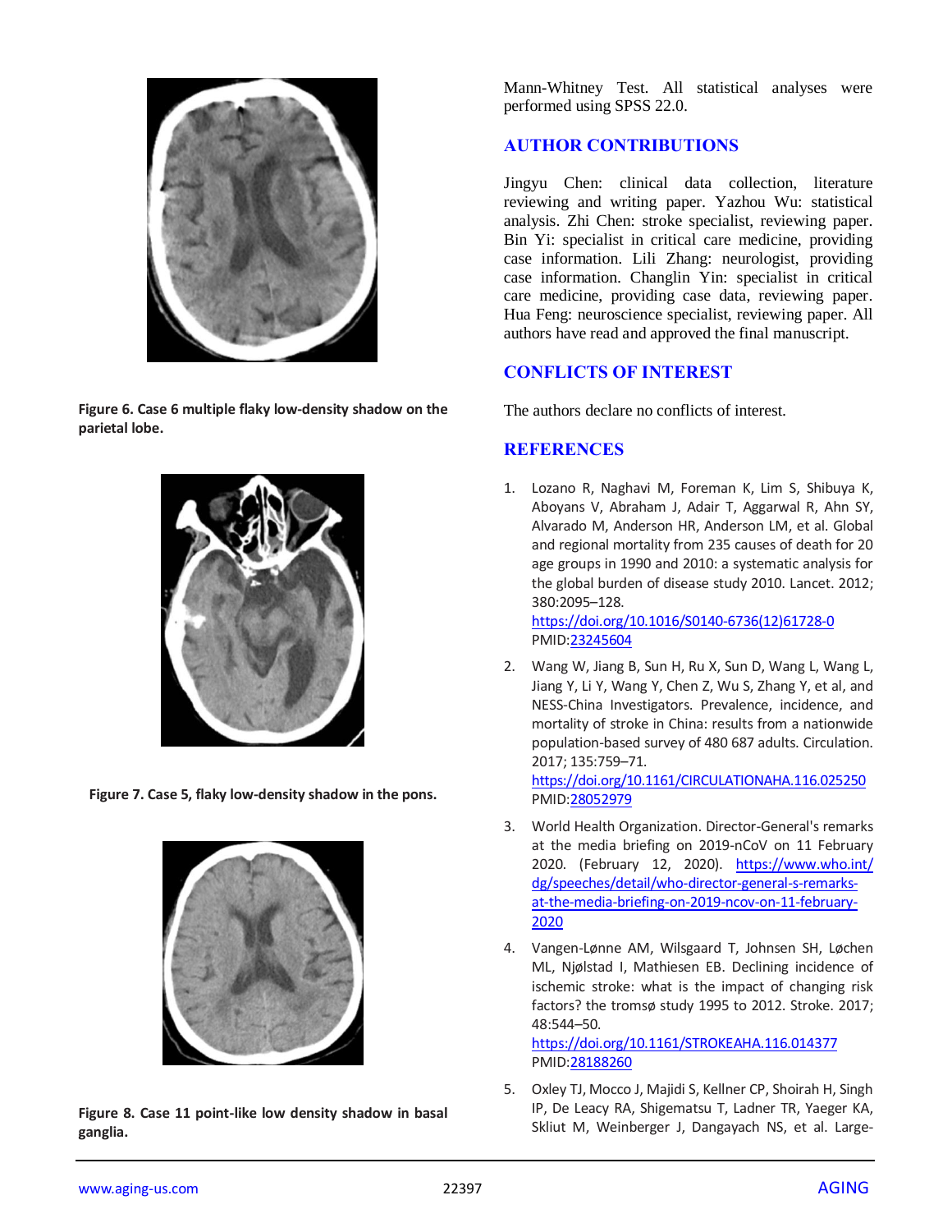Figure 6. Case 6 multiple flaky low-density shadow on the parietal lobe.

Figure 7. Case 5, flaky low-density shadow in the pons.

Figure 8. Case 11 point-like low density shadow in basal ganglia.

Mann-Whitney Test. All statistical analyses were performed using SPSS 22.0.

## AUTHOR CONTRIBUTIONS

Jingyu Chen: clinical data collection, literature reviewing and writing paper. Yazhou Wu: statistical analysis. Zhi Chen: stroke specialist, reviewing paper. Bin Yi: specialist in critical care medicine, providing case information. Lili Zhang: neurologist, providing case information. Changlin Yin: specialist in critical care medicine, providing case data, reviewing paper. Hua Feng: neuroscience specialist, reviewing paper. All authors have read and approved the final manuscript.

## CONFLICTS OF INTEREST

The authors declare no conflicts of interest.

## REFERENCES

1. Lozano R, Naghavi M, Foreman K, Lim S, Shibuya K, Aboyans V, Abraham J, Adair T, Aggarwal R, Ahn SY, Alvarado M, Anderson HR, Anderson LM, et al. Global and regional mortality from 235 causes of death for 20 age groups in 1990 and 2010: a systematic analysis for the global burden of disease study 2010. Lancet. 2012; 380:2095–128. https://doi.org/10.1016/S0140-6736(12)61728-0 PMID:23245604

2. Wang W, Jiang B, Sun H, Ru X, Sun D, Wang L, Wang L, Jiang Y, Li Y, Wang Y, Chen Z, Wu S, Zhang Y, et al, and NESS-China Investigators. Prevalence, incidence, and mortality of stroke in China: results from a nationwide population-based survey of 480 687 adults. Circulation. 2017; 135:759–71. https://doi.org/10.1161/CIRCULATIONAHA.116.025250 PMID:28052979

3. World Health Organization. Director-General's remarks at the media briefing on 2019-nCoV on 11 February 2020. (February 12, 2020). https://www.who.int/dg/speeches/detail/who-director-general-s-remarks-at-the-media-briefing-on-2019-ncov-on-11-february-2020

4. Vangen-Lønne AM, Wilsgaard T, Johnsen SH, Løchen ML, Njølstad I, Mathiesen EB. Declining incidence of ischemic stroke: what is the impact of changing risk factors? the tromsø study 1995 to 2012. Stroke. 2017; 48:544–50. https://doi.org/10.1161/STROKEAHA.116.014377 PMID:28188260

5. Oxley TJ, Mocco J, Majidi S, Kellner CP, Shoirah H, Singh IP, De Leacy RA, Shigematsu T, Ladner TR, Yaeger KA, Skliut M, Weinberger J, Dangayach NS, et al. Large-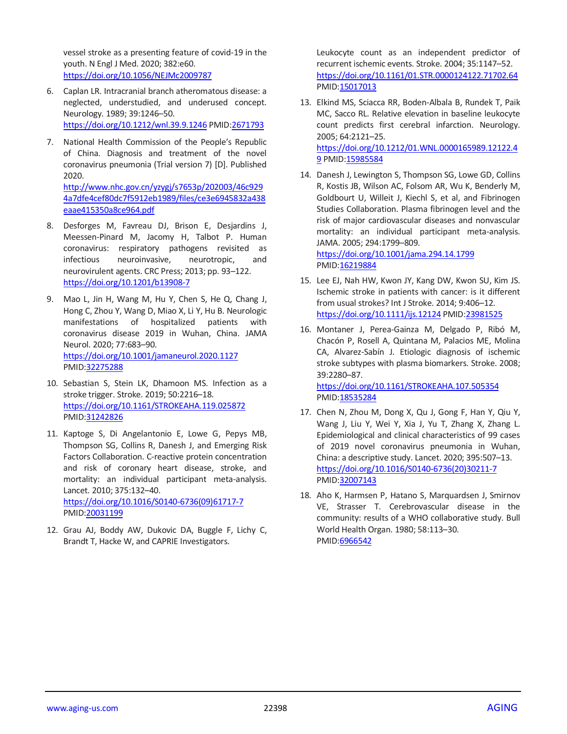vessel stroke as a presenting feature of covid-19 in the youth. N Engl J Med. 2020; 382:e60. https://doi.org/10.1056/NEJMc2009787

6. Caplan LR. Intracranial branch atheromatous disease: a neglected, understudied, and underused concept. Neurology. 1989; 39:1246–50. https://doi.org/10.1212/wnl.39.9.1246 PMID:2671793

7. National Health Commission of the People's Republic of China. Diagnosis and treatment of the novel coronavirus pneumonia (Trial version 7) [D]. Published 2020. http://www.nhc.gov.cn/yzygj/s7653p/202003/46c9294a7dfe4cef80dc7f5912eb1989/files/ce3e6945832a438eaae415350a8ce964.pdf

8. Desforges M, Favreau DJ, Brison E, Desjardins J, Meessen-Pinard M, Jacomy H, Talbot P. Human coronavirus: respiratory pathogens revisited as infectious neuroinvasive, neurotropic, and neurovirulent agents. CRC Press; 2013; pp. 93–122. https://doi.org/10.1201/b13908-7

9. Mao L, Jin H, Wang M, Hu Y, Chen S, He Q, Chang J, Hong C, Zhou Y, Wang D, Miao X, Li Y, Hu B. Neurologic manifestations of hospitalized patients with coronavirus disease 2019 in Wuhan, China. JAMA Neurol. 2020; 77:683–90. https://doi.org/10.1001/jamaneurol.2020.1127 PMID:32275288

10. Sebastian S, Stein LK, Dhamoon MS. Infection as a stroke trigger. Stroke. 2019; 50:2216–18. https://doi.org/10.1161/STROKEAHA.119.025872 PMID:31242826

11. Kaptoge S, Di Angelantonio E, Lowe G, Pepys MB, Thompson SG, Collins R, Danesh J, and Emerging Risk Factors Collaboration. C-reactive protein concentration and risk of coronary heart disease, stroke, and mortality: an individual participant meta-analysis. Lancet. 2010; 375:132–40. https://doi.org/10.1016/S0140-6736(09)61717-7 PMID:20031199

12. Grau AJ, Boddy AW, Dukovic DA, Buggle F, Lichy C, Brandt T, Hacke W, and CAPRIE Investigators. Leukocyte count as an independent predictor of recurrent ischemic events. Stroke. 2004; 35:1147–52. https://doi.org/10.1161/01.STR.0000124122.71702.64 PMID:15017013

13. Elkind MS, Sciacca RR, Boden-Albala B, Rundek T, Paik MC, Sacco RL. Relative elevation in baseline leukocyte count predicts first cerebral infarction. Neurology. 2005; 64:2121–25. https://doi.org/10.1212/01.WNL.0000165989.12122.49 PMID:15985584

14. Danesh J, Lewington S, Thompson SG, Lowe GD, Collins R, Kostis JB, Wilson AC, Folsom AR, Wu K, Benderly M, Goldbourt U, Willeit J, Kiechl S, et al, and Fibrinogen Studies Collaboration. Plasma fibrinogen level and the risk of major cardiovascular diseases and nonvascular mortality: an individual participant meta-analysis. JAMA. 2005; 294:1799–809. https://doi.org/10.1001/jama.294.14.1799 PMID:16219884

15. Lee EJ, Nah HW, Kwon JY, Kang DW, Kwon SU, Kim JS. Ischemic stroke in patients with cancer: is it different from usual strokes? Int J Stroke. 2014; 9:406–12. https://doi.org/10.1111/ijs.12124 PMID:23981525

16. Montaner J, Perea-Gainza M, Delgado P, Ribó M, Chacón P, Rosell A, Quintana M, Palacios ME, Molina CA, Alvarez-Sabín J. Etiologic diagnosis of ischemic stroke subtypes with plasma biomarkers. Stroke. 2008; 39:2280–87. https://doi.org/10.1161/STROKEAHA.107.505354 PMID:18535284

17. Chen N, Zhou M, Dong X, Qu J, Gong F, Han Y, Qiu Y, Wang J, Liu Y, Wei Y, Xia J, Yu T, Zhang X, Zhang L. Epidemiological and clinical characteristics of 99 cases of 2019 novel coronavirus pneumonia in Wuhan, China: a descriptive study. Lancet. 2020; 395:507–13. https://doi.org/10.1016/S0140-6736(20)30211-7 PMID:32007143

18. Aho K, Harmsen P, Hatano S, Marquardsen J, Smirnov VE, Strasser T. Cerebrovascular disease in the community: results of a WHO collaborative study. Bull World Health Organ. 1980; 58:113–30. PMID:6966542